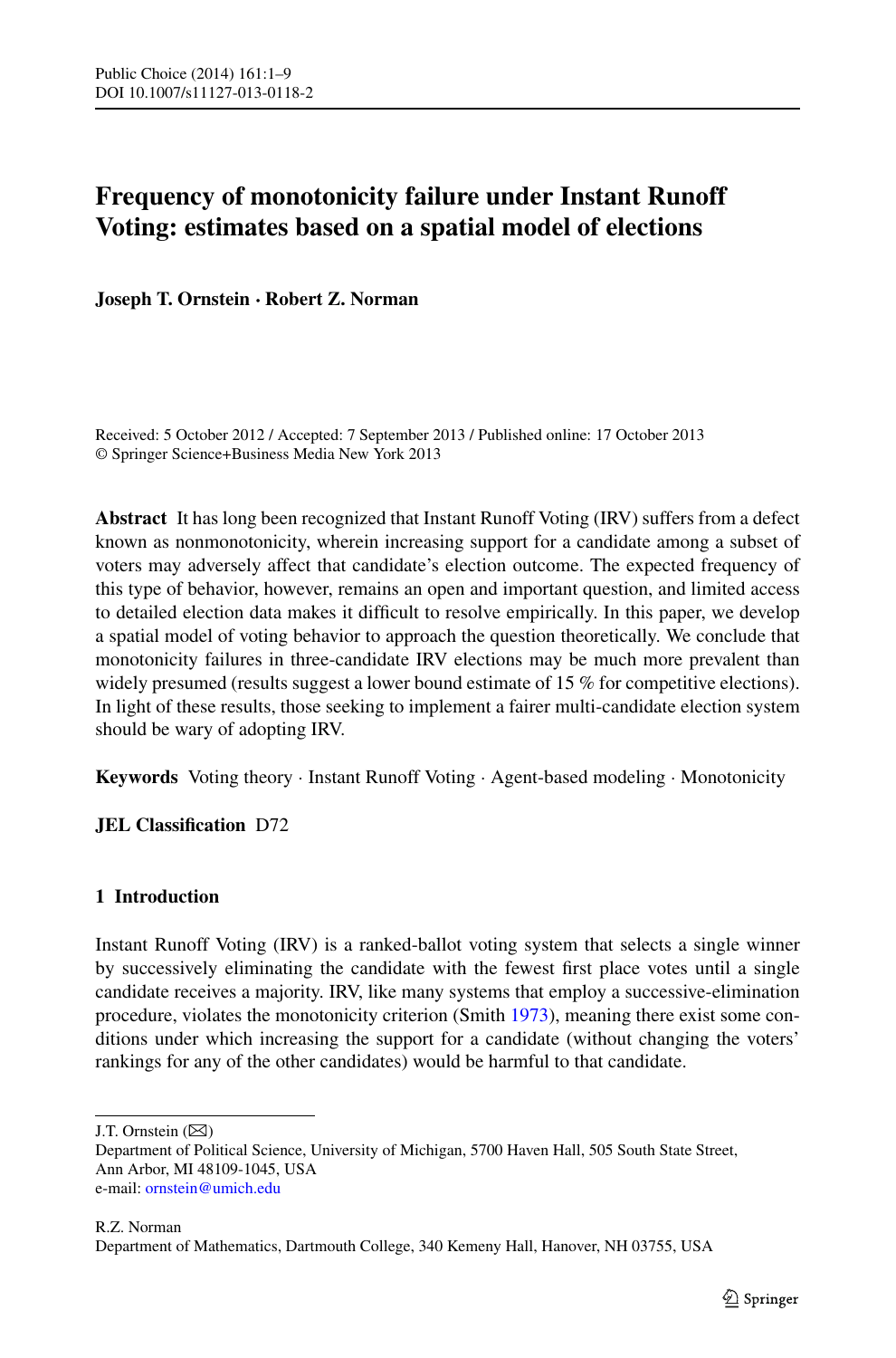# Frequency of monotonicity failure under Instant Runoff Voting: estimates based on a spatial model of elections

**Joseph T. Ornstein · Robert Z. Norman**

Received: 5 October 2012 / Accepted: 7 September 2013 / Published online: 17 October 2013
© Springer Science+Business Media New York 2013

**Abstract** It has long been recognized that Instant Runoff Voting (IRV) suffers from a defect known as nonmonotonicity, wherein increasing support for a candidate among a subset of voters may adversely affect that candidate's election outcome. The expected frequency of this type of behavior, however, remains an open and important question, and limited access to detailed election data makes it difficult to resolve empirically. In this paper, we develop a spatial model of voting behavior to approach the question theoretically. We conclude that monotonicity failures in three-candidate IRV elections may be much more prevalent than widely presumed (results suggest a lower bound estimate of 15 % for competitive elections). In light of these results, those seeking to implement a fairer multi-candidate election system should be wary of adopting IRV.

**Keywords** Voting theory · Instant Runoff Voting · Agent-based modeling · Monotonicity

**JEL Classification** D72

## 1 Introduction

Instant Runoff Voting (IRV) is a ranked-ballot voting system that selects a single winner by successively eliminating the candidate with the fewest first place votes until a single candidate receives a majority. IRV, like many systems that employ a successive-elimination procedure, violates the monotonicity criterion (Smith 1973), meaning there exist some conditions under which increasing the support for a candidate (without changing the voters' rankings for any of the other candidates) would be harmful to that candidate.

---

J.T. Ornstein (✉)
Department of Political Science, University of Michigan, 5700 Haven Hall, 505 South State Street, Ann Arbor, MI 48109-1045, USA
e-mail: ornstein@umich.edu

R.Z. Norman
Department of Mathematics, Dartmouth College, 340 Kemeny Hall, Hanover, NH 03755, USA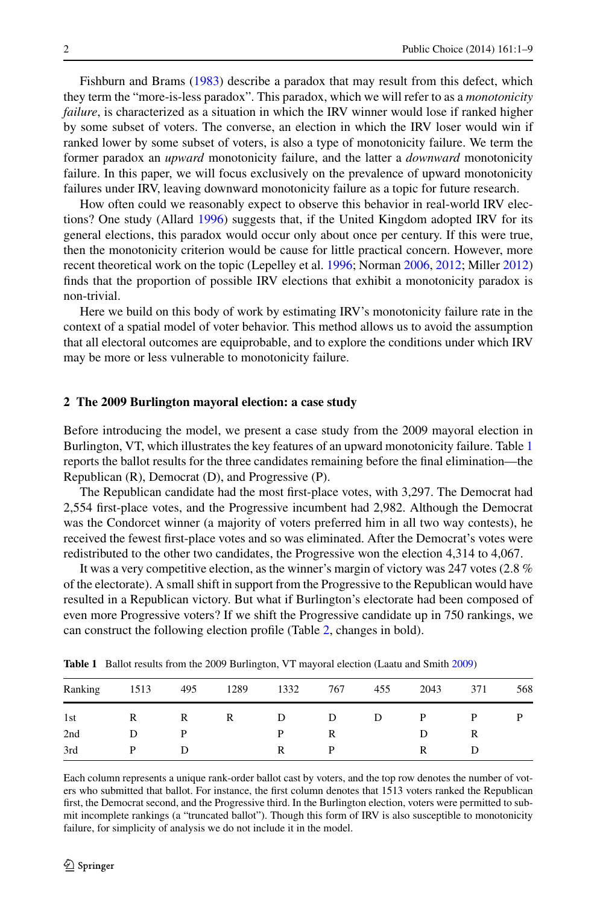Fishburn and Brams (1983) describe a paradox that may result from this defect, which they term the "more-is-less paradox". This paradox, which we will refer to as a *monotonicity failure*, is characterized as a situation in which the IRV winner would lose if ranked higher by some subset of voters. The converse, an election in which the IRV loser would win if ranked lower by some subset of voters, is also a type of monotonicity failure. We term the former paradox an *upward* monotonicity failure, and the latter a *downward* monotonicity failure. In this paper, we will focus exclusively on the prevalence of upward monotonicity failures under IRV, leaving downward monotonicity failure as a topic for future research.

How often could we reasonably expect to observe this behavior in real-world IRV elections? One study (Allard 1996) suggests that, if the United Kingdom adopted IRV for its general elections, this paradox would occur only about once per century. If this were true, then the monotonicity criterion would be cause for little practical concern. However, more recent theoretical work on the topic (Lepelley et al. 1996; Norman 2006, 2012; Miller 2012) finds that the proportion of possible IRV elections that exhibit a monotonicity paradox is non-trivial.

Here we build on this body of work by estimating IRV's monotonicity failure rate in the context of a spatial model of voter behavior. This method allows us to avoid the assumption that all electoral outcomes are equiprobable, and to explore the conditions under which IRV may be more or less vulnerable to monotonicity failure.

## 2 The 2009 Burlington mayoral election: a case study

Before introducing the model, we present a case study from the 2009 mayoral election in Burlington, VT, which illustrates the key features of an upward monotonicity failure. Table 1 reports the ballot results for the three candidates remaining before the final elimination—the Republican (R), Democrat (D), and Progressive (P).

The Republican candidate had the most first-place votes, with 3,297. The Democrat had 2,554 first-place votes, and the Progressive incumbent had 2,982. Although the Democrat was the Condorcet winner (a majority of voters preferred him in all two way contests), he received the fewest first-place votes and so was eliminated. After the Democrat's votes were redistributed to the other two candidates, the Progressive won the election 4,314 to 4,067.

It was a very competitive election, as the winner's margin of victory was 247 votes (2.8 % of the electorate). A small shift in support from the Progressive to the Republican would have resulted in a Republican victory. But what if Burlington's electorate had been composed of even more Progressive voters? If we shift the Progressive candidate up in 750 rankings, we can construct the following election profile (Table 2, changes in bold).

**Table 1** Ballot results from the 2009 Burlington, VT mayoral election (Laatu and Smith 2009)

| Ranking | 1513 | 495 | 1289 | 1332 | 767 | 455 | 2043 | 371 | 568 |
|---|---|---|---|---|---|---|---|---|---|
| 1st | R | R | R | D | D | D | P | P | P |
| 2nd | D | P | | P | R | | D | R | |
| 3rd | P | D | | R | P | | R | D | |

Each column represents a unique rank-order ballot cast by voters, and the top row denotes the number of voters who submitted that ballot. For instance, the first column denotes that 1513 voters ranked the Republican first, the Democrat second, and the Progressive third. In the Burlington election, voters were permitted to submit incomplete rankings (a "truncated ballot"). Though this form of IRV is also susceptible to monotonicity failure, for simplicity of analysis we do not include it in the model.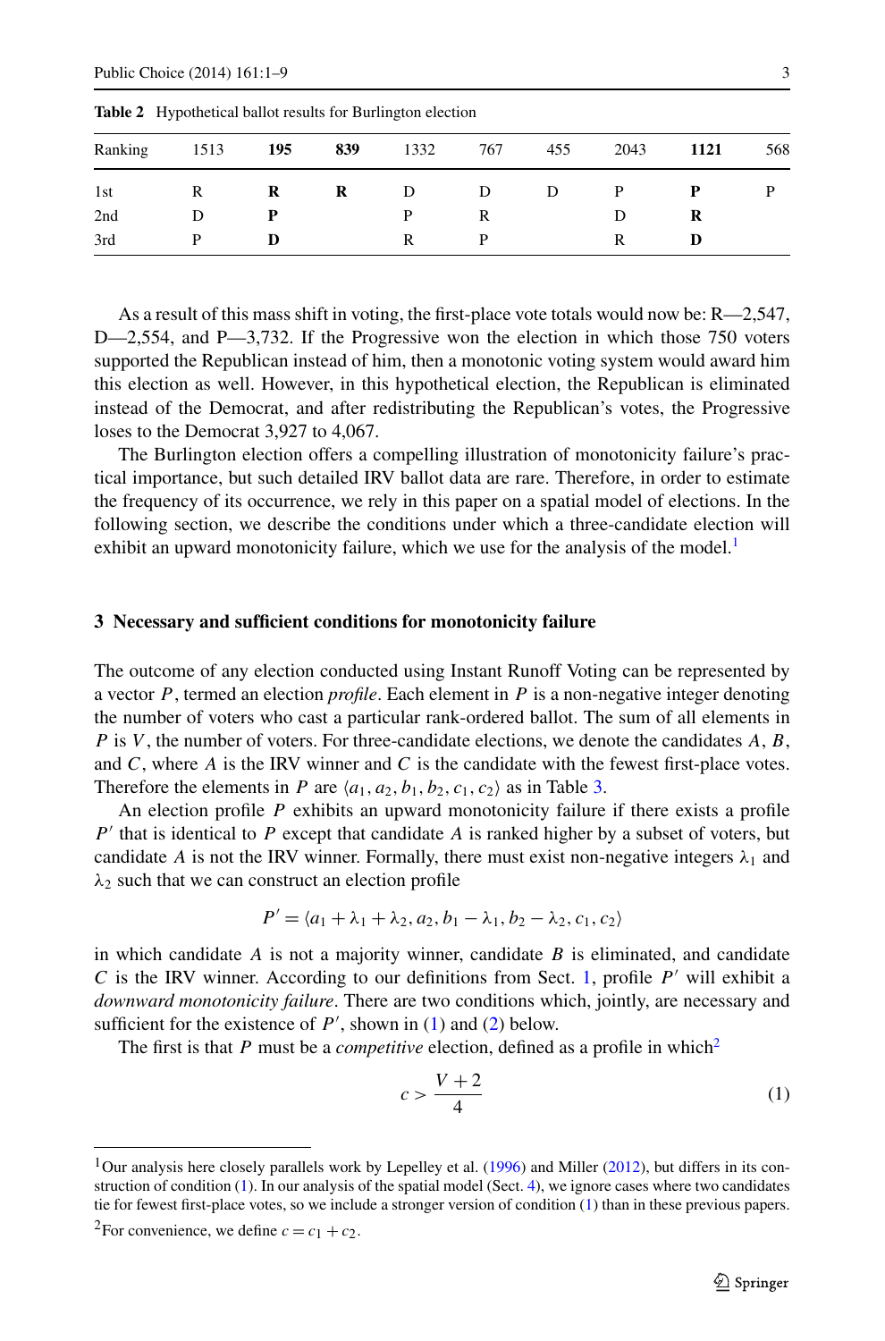**Table 2** Hypothetical ballot results for Burlington election

| Ranking | 1513 | **195** | **839** | 1332 | 767 | 455 | 2043 | **1121** | 568 |
|---|---|---|---|---|---|---|---|---|---|
| 1st | R | **R** | **R** | D | D | D | P | **P** | P |
| 2nd | D | **P** | | P | R | | D | **R** | |
| 3rd | P | **D** | | R | P | | R | **D** | |

As a result of this mass shift in voting, the first-place vote totals would now be: R—2,547, D—2,554, and P—3,732. If the Progressive won the election in which those 750 voters supported the Republican instead of him, then a monotonic voting system would award him this election as well. However, in this hypothetical election, the Republican is eliminated instead of the Democrat, and after redistributing the Republican's votes, the Progressive loses to the Democrat 3,927 to 4,067.

The Burlington election offers a compelling illustration of monotonicity failure's practical importance, but such detailed IRV ballot data are rare. Therefore, in order to estimate the frequency of its occurrence, we rely in this paper on a spatial model of elections. In the following section, we describe the conditions under which a three-candidate election will exhibit an upward monotonicity failure, which we use for the analysis of the model.[1]

## 3 Necessary and sufficient conditions for monotonicity failure

The outcome of any election conducted using Instant Runoff Voting can be represented by a vector $P$, termed an election *profile*. Each element in $P$ is a non-negative integer denoting the number of voters who cast a particular rank-ordered ballot. The sum of all elements in $P$ is $V$, the number of voters. For three-candidate elections, we denote the candidates $A$, $B$, and $C$, where $A$ is the IRV winner and $C$ is the candidate with the fewest first-place votes. Therefore the elements in $P$ are $\langle a_1, a_2, b_1, b_2, c_1, c_2 \rangle$ as in Table 3.

An election profile $P$ exhibits an upward monotonicity failure if there exists a profile $P'$ that is identical to $P$ except that candidate $A$ is ranked higher by a subset of voters, but candidate $A$ is not the IRV winner. Formally, there must exist non-negative integers $\lambda_1$ and $\lambda_2$ such that we can construct an election profile

$$P' = \langle a_1 + \lambda_1 + \lambda_2, a_2, b_1 - \lambda_1, b_2 - \lambda_2, c_1, c_2 \rangle$$

in which candidate $A$ is not a majority winner, candidate $B$ is eliminated, and candidate $C$ is the IRV winner. According to our definitions from Sect. 1, profile $P'$ will exhibit a *downward monotonicity failure*. There are two conditions which, jointly, are necessary and sufficient for the existence of $P'$, shown in (1) and (2) below.

The first is that $P$ must be a *competitive* election, defined as a profile in which[2]

$$c > \frac{V + 2}{4} \tag{1}$$

[1] Our analysis here closely parallels work by Lepelley et al. (1996) and Miller (2012), but differs in its construction of condition (1). In our analysis of the spatial model (Sect. 4), we ignore cases where two candidates tie for fewest first-place votes, so we include a stronger version of condition (1) than in these previous papers.

[2] For convenience, we define $c = c_1 + c_2$.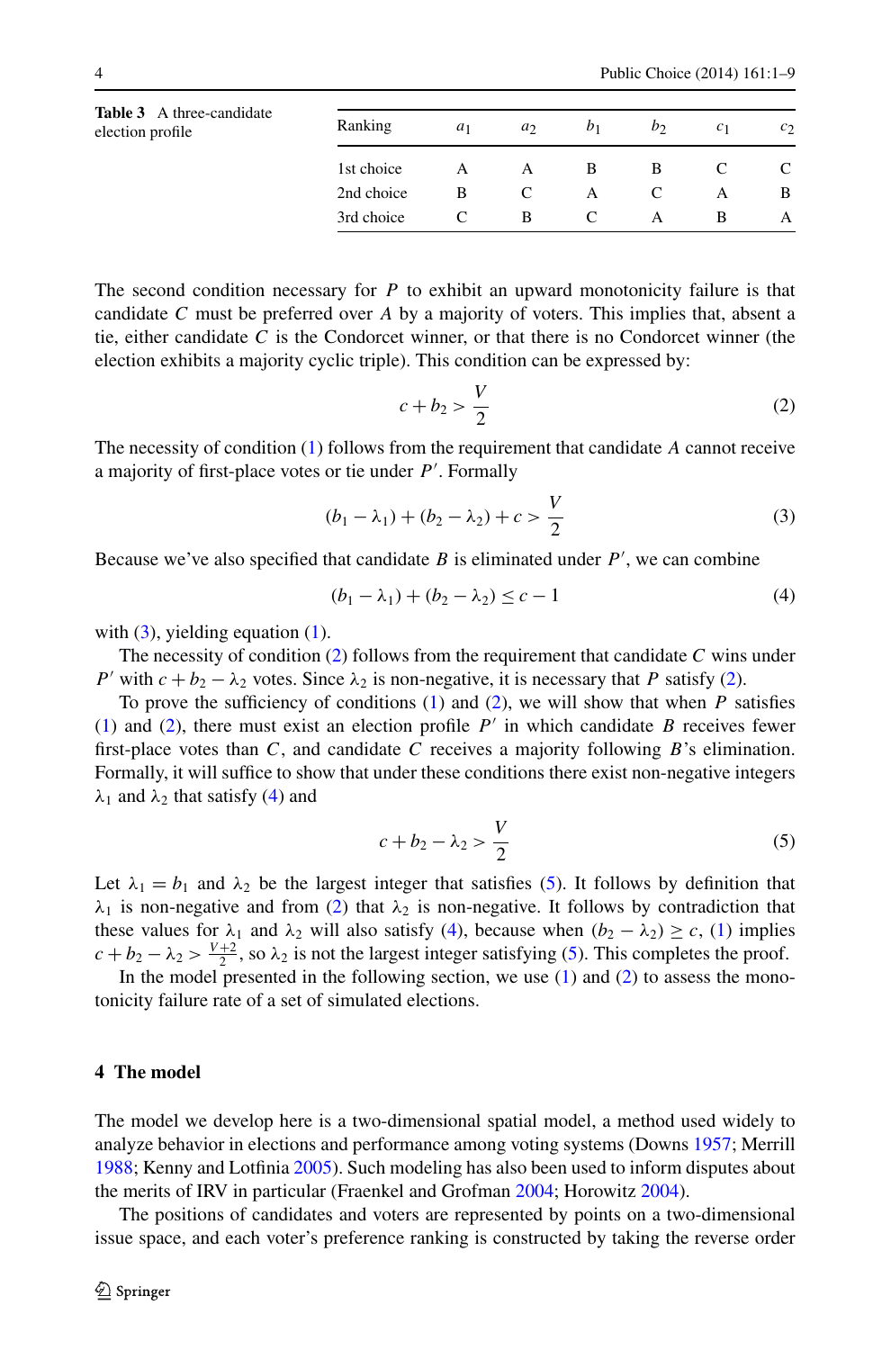**Table 3** A three-candidate election profile

| Ranking | $a_1$ | $a_2$ | $b_1$ | $b_2$ | $c_1$ | $c_2$ |
|---|---|---|---|---|---|---|
| 1st choice | A | A | B | B | C | C |
| 2nd choice | B | C | A | C | A | B |
| 3rd choice | C | B | C | A | B | A |

The second condition necessary for $P$ to exhibit an upward monotonicity failure is that candidate $C$ must be preferred over $A$ by a majority of voters. This implies that, absent a tie, either candidate $C$ is the Condorcet winner, or that there is no Condorcet winner (the election exhibits a majority cyclic triple). This condition can be expressed by:

$$c + b_2 > \frac{V}{2} \tag{2}$$

The necessity of condition (1) follows from the requirement that candidate $A$ cannot receive a majority of first-place votes or tie under $P'$. Formally

$$(b_1 - \lambda_1) + (b_2 - \lambda_2) + c > \frac{V}{2} \tag{3}$$

Because we've also specified that candidate $B$ is eliminated under $P'$, we can combine

$$(b_1 - \lambda_1) + (b_2 - \lambda_2) \leq c - 1 \tag{4}$$

with (3), yielding equation (1).

The necessity of condition (2) follows from the requirement that candidate $C$ wins under $P'$ with $c + b_2 - \lambda_2$ votes. Since $\lambda_2$ is non-negative, it is necessary that $P$ satisfy (2).

To prove the sufficiency of conditions (1) and (2), we will show that when $P$ satisfies (1) and (2), there must exist an election profile $P'$ in which candidate $B$ receives fewer first-place votes than $C$, and candidate $C$ receives a majority following $B$'s elimination. Formally, it will suffice to show that under these conditions there exist non-negative integers $\lambda_1$ and $\lambda_2$ that satisfy (4) and

$$c + b_2 - \lambda_2 > \frac{V}{2} \tag{5}$$

Let $\lambda_1 = b_1$ and $\lambda_2$ be the largest integer that satisfies (5). It follows by definition that $\lambda_1$ is non-negative and from (2) that $\lambda_2$ is non-negative. It follows by contradiction that these values for $\lambda_1$ and $\lambda_2$ will also satisfy (4), because when $(b_2 - \lambda_2) \geq c$, (1) implies $c + b_2 - \lambda_2 > \frac{V+2}{2}$, so $\lambda_2$ is not the largest integer satisfying (5). This completes the proof.

In the model presented in the following section, we use (1) and (2) to assess the monotonicity failure rate of a set of simulated elections.

## 4 The model

The model we develop here is a two-dimensional spatial model, a method used widely to analyze behavior in elections and performance among voting systems (Downs 1957; Merrill 1988; Kenny and Lotfinia 2005). Such modeling has also been used to inform disputes about the merits of IRV in particular (Fraenkel and Grofman 2004; Horowitz 2004).

The positions of candidates and voters are represented by points on a two-dimensional issue space, and each voter's preference ranking is constructed by taking the reverse order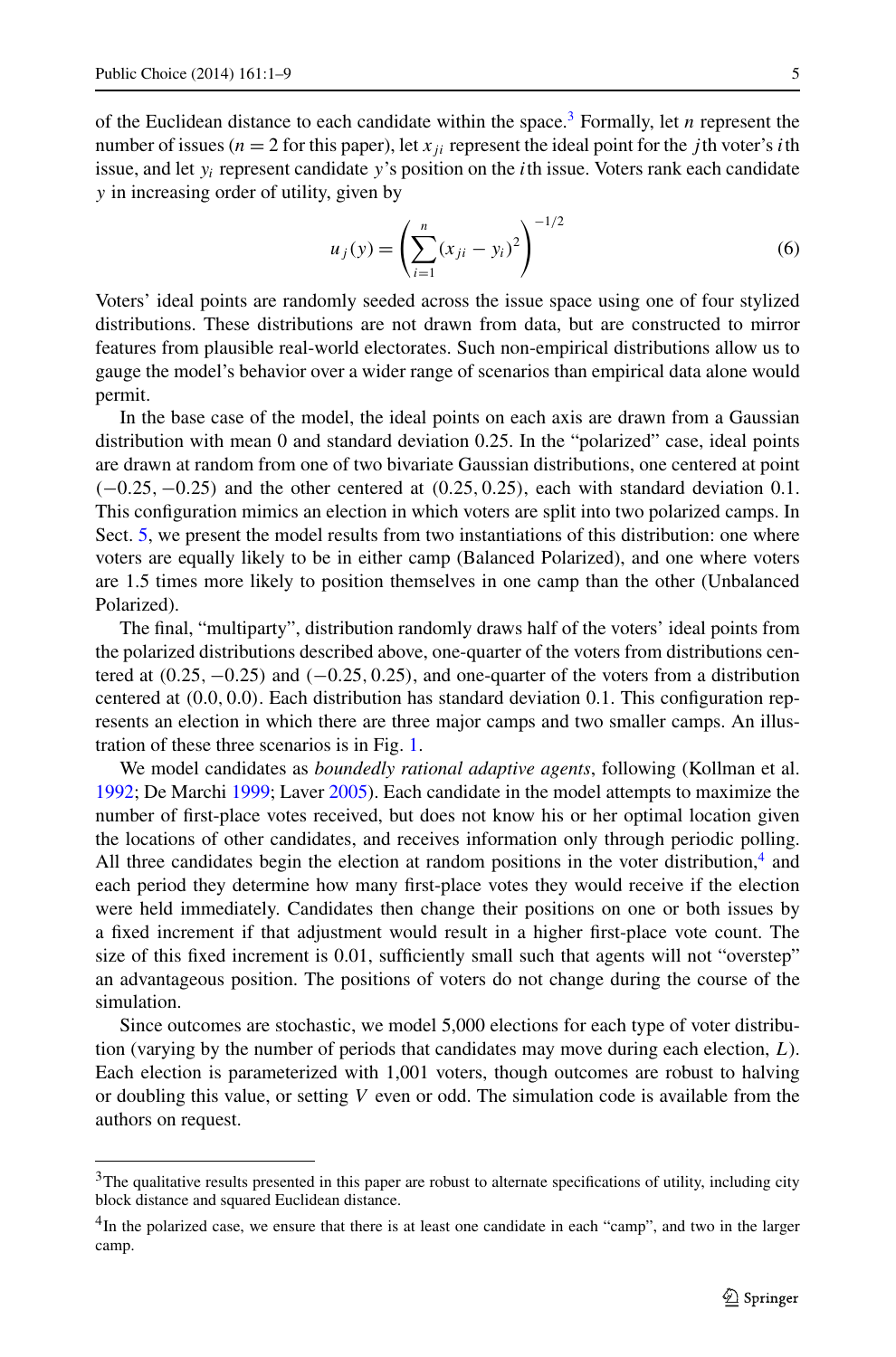of the Euclidean distance to each candidate within the space.[3] Formally, let $n$ represent the number of issues ($n = 2$ for this paper), let $x_{ji}$ represent the ideal point for the $j$th voter's $i$th issue, and let $y_i$ represent candidate $y$'s position on the $i$th issue. Voters rank each candidate $y$ in increasing order of utility, given by

$$u_j(y) = \left( \sum_{i=1}^{n} (x_{ji} - y_i)^2 \right)^{-1/2} \tag{6}$$

Voters' ideal points are randomly seeded across the issue space using one of four stylized distributions. These distributions are not drawn from data, but are constructed to mirror features from plausible real-world electorates. Such non-empirical distributions allow us to gauge the model's behavior over a wider range of scenarios than empirical data alone would permit.

In the base case of the model, the ideal points on each axis are drawn from a Gaussian distribution with mean 0 and standard deviation 0.25. In the "polarized" case, ideal points are drawn at random from one of two bivariate Gaussian distributions, one centered at point $(-0.25, -0.25)$ and the other centered at $(0.25, 0.25)$, each with standard deviation 0.1. This configuration mimics an election in which voters are split into two polarized camps. In Sect. 5, we present the model results from two instantiations of this distribution: one where voters are equally likely to be in either camp (Balanced Polarized), and one where voters are 1.5 times more likely to position themselves in one camp than the other (Unbalanced Polarized).

The final, "multiparty", distribution randomly draws half of the voters' ideal points from the polarized distributions described above, one-quarter of the voters from distributions centered at $(0.25, -0.25)$ and $(-0.25, 0.25)$, and one-quarter of the voters from a distribution centered at $(0.0, 0.0)$. Each distribution has standard deviation 0.1. This configuration represents an election in which there are three major camps and two smaller camps. An illustration of these three scenarios is in Fig. 1.

We model candidates as *boundedly rational adaptive agents*, following (Kollman et al. 1992; De Marchi 1999; Laver 2005). Each candidate in the model attempts to maximize the number of first-place votes received, but does not know his or her optimal location given the locations of other candidates, and receives information only through periodic polling. All three candidates begin the election at random positions in the voter distribution,[4] and each period they determine how many first-place votes they would receive if the election were held immediately. Candidates then change their positions on one or both issues by a fixed increment if that adjustment would result in a higher first-place vote count. The size of this fixed increment is 0.01, sufficiently small such that agents will not "overstep" an advantageous position. The positions of voters do not change during the course of the simulation.

Since outcomes are stochastic, we model 5,000 elections for each type of voter distribution (varying by the number of periods that candidates may move during each election, $L$). Each election is parameterized with 1,001 voters, though outcomes are robust to halving or doubling this value, or setting $V$ even or odd. The simulation code is available from the authors on request.

[3] The qualitative results presented in this paper are robust to alternate specifications of utility, including city block distance and squared Euclidean distance.

[4] In the polarized case, we ensure that there is at least one candidate in each "camp", and two in the larger camp.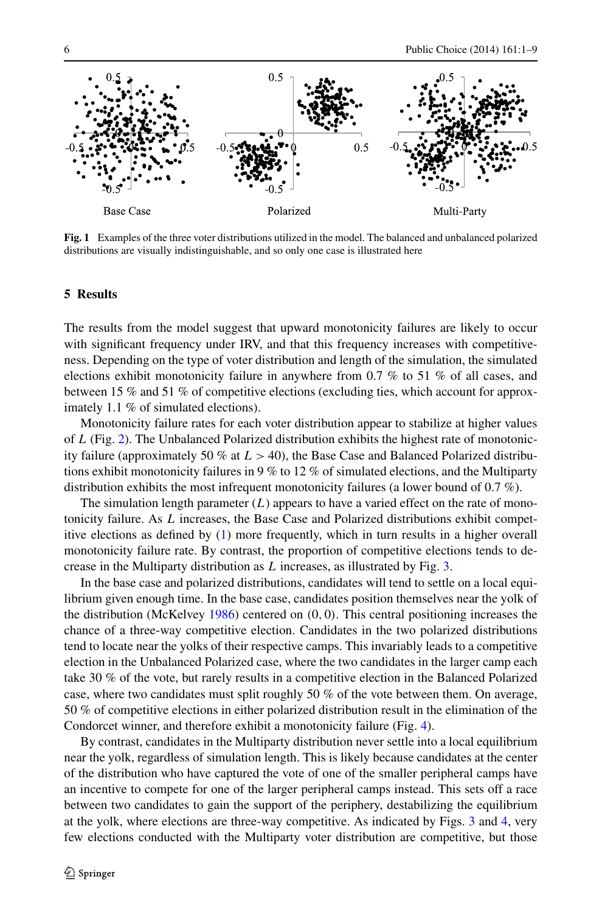**Fig. 1** Examples of the three voter distributions utilized in the model. The balanced and unbalanced polarized distributions are visually indistinguishable, and so only one case is illustrated here

## 5 Results

The results from the model suggest that upward monotonicity failures are likely to occur with significant frequency under IRV, and that this frequency increases with competitiveness. Depending on the type of voter distribution and length of the simulation, the simulated elections exhibit monotonicity failure in anywhere from 0.7 % to 51 % of all cases, and between 15 % and 51 % of competitive elections (excluding ties, which account for approximately 1.1 % of simulated elections).

Monotonicity failure rates for each voter distribution appear to stabilize at higher values of $L$ (Fig. 2). The Unbalanced Polarized distribution exhibits the highest rate of monotonicity failure (approximately 50 % at $L > 40$), the Base Case and Balanced Polarized distributions exhibit monotonicity failures in 9 % to 12 % of simulated elections, and the Multiparty distribution exhibits the most infrequent monotonicity failures (a lower bound of 0.7 %).

The simulation length parameter ($L$) appears to have a varied effect on the rate of monotonicity failure. As $L$ increases, the Base Case and Polarized distributions exhibit competitive elections as defined by (1) more frequently, which in turn results in a higher overall monotonicity failure rate. By contrast, the proportion of competitive elections tends to decrease in the Multiparty distribution as $L$ increases, as illustrated by Fig. 3.

In the base case and polarized distributions, candidates will tend to settle on a local equilibrium given enough time. In the base case, candidates position themselves near the yolk of the distribution (McKelvey 1986) centered on $(0, 0)$. This central positioning increases the chance of a three-way competitive election. Candidates in the two polarized distributions tend to locate near the yolks of their respective camps. This invariably leads to a competitive election in the Unbalanced Polarized case, where the two candidates in the larger camp each take 30 % of the vote, but rarely results in a competitive election in the Balanced Polarized case, where two candidates must split roughly 50 % of the vote between them. On average, 50 % of competitive elections in either polarized distribution result in the elimination of the Condorcet winner, and therefore exhibit a monotonicity failure (Fig. 4).

By contrast, candidates in the Multiparty distribution never settle into a local equilibrium near the yolk, regardless of simulation length. This is likely because candidates at the center of the distribution who have captured the vote of one of the smaller peripheral camps have an incentive to compete for one of the larger peripheral camps instead. This sets off a race between two candidates to gain the support of the periphery, destabilizing the equilibrium at the yolk, where elections are three-way competitive. As indicated by Figs. 3 and 4, very few elections conducted with the Multiparty voter distribution are competitive, but those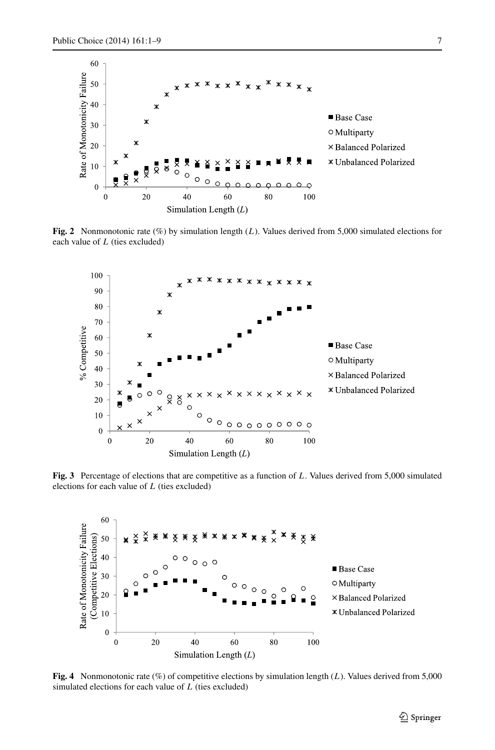**Fig. 2** Nonmonotonic rate (%) by simulation length ($L$). Values derived from 5,000 simulated elections for each value of $L$ (ties excluded)

**Fig. 3** Percentage of elections that are competitive as a function of $L$. Values derived from 5,000 simulated elections for each value of $L$ (ties excluded)

**Fig. 4** Nonmonotonic rate (%) of competitive elections by simulation length ($L$). Values derived from 5,000 simulated elections for each value of $L$ (ties excluded)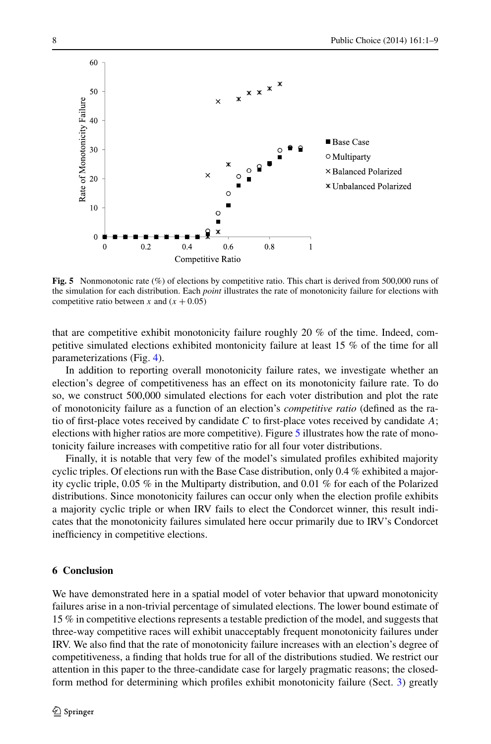**Fig. 5** Nonmonotonic rate (%) of elections by competitive ratio. This chart is derived from 500,000 runs of the simulation for each distribution. Each *point* illustrates the rate of monotonicity failure for elections with competitive ratio between $x$ and $(x + 0.05)$

that are competitive exhibit monotonicity failure roughly 20 % of the time. Indeed, competitive simulated elections exhibited montonicity failure at least 15 % of the time for all parameterizations (Fig. 4).

In addition to reporting overall monotonicity failure rates, we investigate whether an election's degree of competitiveness has an effect on its monotonicity failure rate. To do so, we construct 500,000 simulated elections for each voter distribution and plot the rate of monotonicity failure as a function of an election's *competitive ratio* (defined as the ratio of first-place votes received by candidate $C$ to first-place votes received by candidate $A$; elections with higher ratios are more competitive). Figure 5 illustrates how the rate of monotonicity failure increases with competitive ratio for all four voter distributions.

Finally, it is notable that very few of the model's simulated profiles exhibited majority cyclic triples. Of elections run with the Base Case distribution, only 0.4 % exhibited a majority cyclic triple, 0.05 % in the Multiparty distribution, and 0.01 % for each of the Polarized distributions. Since monotonicity failures can occur only when the election profile exhibits a majority cyclic triple or when IRV fails to elect the Condorcet winner, this result indicates that the monotonicity failures simulated here occur primarily due to IRV's Condorcet inefficiency in competitive elections.

## 6 Conclusion

We have demonstrated here in a spatial model of voter behavior that upward monotonicity failures arise in a non-trivial percentage of simulated elections. The lower bound estimate of 15 % in competitive elections represents a testable prediction of the model, and suggests that three-way competitive races will exhibit unacceptably frequent monotonicity failures under IRV. We also find that the rate of monotonicity failure increases with an election's degree of competitiveness, a finding that holds true for all of the distributions studied. We restrict our attention in this paper to the three-candidate case for largely pragmatic reasons; the closed-form method for determining which profiles exhibit monotonicity failure (Sect. 3) greatly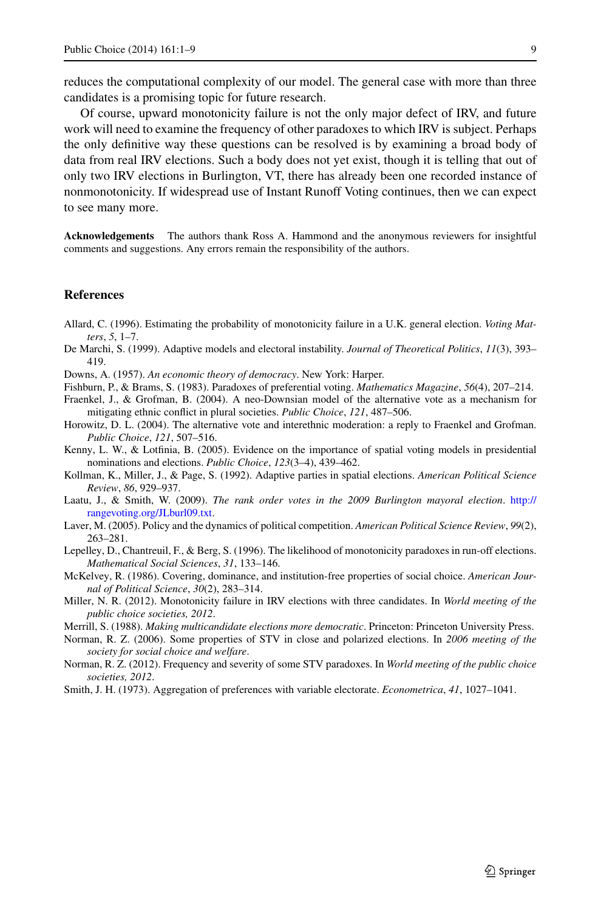reduces the computational complexity of our model. The general case with more than three candidates is a promising topic for future research.

Of course, upward monotonicity failure is not the only major defect of IRV, and future work will need to examine the frequency of other paradoxes to which IRV is subject. Perhaps the only definitive way these questions can be resolved is by examining a broad body of data from real IRV elections. Such a body does not yet exist, though it is telling that out of only two IRV elections in Burlington, VT, there has already been one recorded instance of nonmonotonicity. If widespread use of Instant Runoff Voting continues, then we can expect to see many more.

**Acknowledgements** The authors thank Ross A. Hammond and the anonymous reviewers for insightful comments and suggestions. Any errors remain the responsibility of the authors.

## References

Allard, C. (1996). Estimating the probability of monotonicity failure in a U.K. general election. *Voting Matters*, *5*, 1–7.

De Marchi, S. (1999). Adaptive models and electoral instability. *Journal of Theoretical Politics*, *11*(3), 393–419.

Downs, A. (1957). *An economic theory of democracy*. New York: Harper.

Fishburn, P., & Brams, S. (1983). Paradoxes of preferential voting. *Mathematics Magazine*, *56*(4), 207–214.

Fraenkel, J., & Grofman, B. (2004). A neo-Downsian model of the alternative vote as a mechanism for mitigating ethnic conflict in plural societies. *Public Choice*, *121*, 487–506.

Horowitz, D. L. (2004). The alternative vote and interethnic moderation: a reply to Fraenkel and Grofman. *Public Choice*, *121*, 507–516.

Kenny, L. W., & Lotfinia, B. (2005). Evidence on the importance of spatial voting models in presidential nominations and elections. *Public Choice*, *123*(3–4), 439–462.

Kollman, K., Miller, J., & Page, S. (1992). Adaptive parties in spatial elections. *American Political Science Review*, *86*, 929–937.

Laatu, J., & Smith, W. (2009). *The rank order votes in the 2009 Burlington mayoral election*. http://rangevoting.org/JLburl09.txt.

Laver, M. (2005). Policy and the dynamics of political competition. *American Political Science Review*, *99*(2), 263–281.

Lepelley, D., Chantreuil, F., & Berg, S. (1996). The likelihood of monotonicity paradoxes in run-off elections. *Mathematical Social Sciences*, *31*, 133–146.

McKelvey, R. (1986). Covering, dominance, and institution-free properties of social choice. *American Journal of Political Science*, *30*(2), 283–314.

Miller, N. R. (2012). Monotonicity failure in IRV elections with three candidates. In *World meeting of the public choice societies, 2012*.

Merrill, S. (1988). *Making multicandidate elections more democratic*. Princeton: Princeton University Press.

Norman, R. Z. (2006). Some properties of STV in close and polarized elections. In *2006 meeting of the society for social choice and welfare*.

Norman, R. Z. (2012). Frequency and severity of some STV paradoxes. In *World meeting of the public choice societies, 2012*.

Smith, J. H. (1973). Aggregation of preferences with variable electorate. *Econometrica*, *41*, 1027–1041.